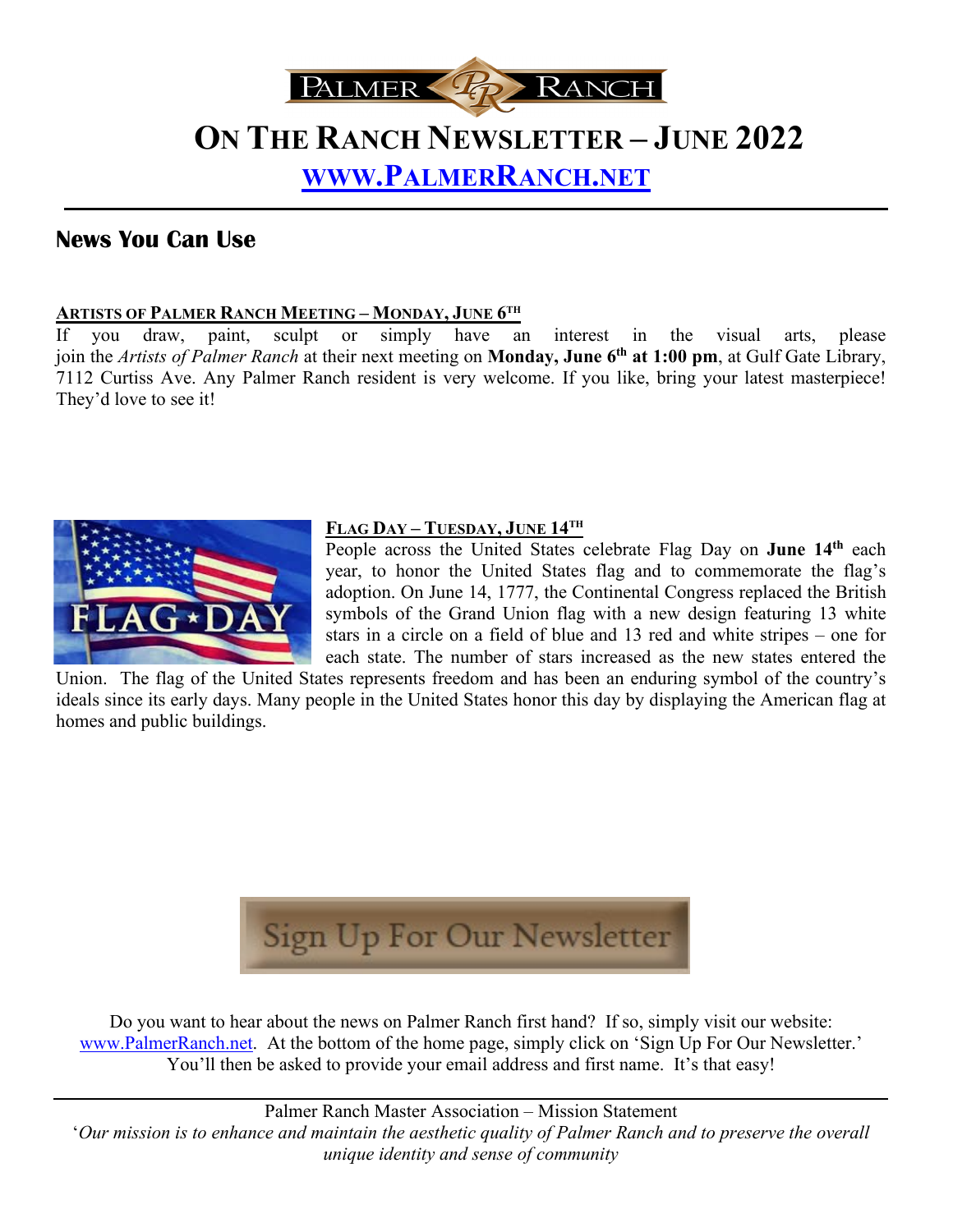# On The Ranch Newsletter – June 2022

## [www.PalmerRanch.net](http://www.PalmerRanch.net)

---

## News You Can Use

### Artists of Palmer Ranch Meeting – Monday, June 6th

If you draw, paint, sculpt or simply have an interest in the visual arts, please join the *Artists of Palmer Ranch* at their next meeting on **Monday, June 6th at 1:00 pm**, at Gulf Gate Library, 7112 Curtiss Ave. Any Palmer Ranch resident is very welcome. If you like, bring your latest masterpiece! They'd love to see it!

### Flag Day – Tuesday, June 14th

People across the United States celebrate Flag Day on **June 14th** each year, to honor the United States flag and to commemorate the flag's adoption. On June 14, 1777, the Continental Congress replaced the British symbols of the Grand Union flag with a new design featuring 13 white stars in a circle on a field of blue and 13 red and white stripes – one for each state. The number of stars increased as the new states entered the Union. The flag of the United States represents freedom and has been an enduring symbol of the country's ideals since its early days. Many people in the United States honor this day by displaying the American flag at homes and public buildings.

Sign Up For Our Newsletter

Do you want to hear about the news on Palmer Ranch first hand? If so, simply visit our website: [www.PalmerRanch.net](http://www.PalmerRanch.net). At the bottom of the home page, simply click on 'Sign Up For Our Newsletter.' You'll then be asked to provide your email address and first name. It's that easy!

---

Palmer Ranch Master Association – Mission Statement

'*Our mission is to enhance and maintain the aesthetic quality of Palmer Ranch and to preserve the overall unique identity and sense of community*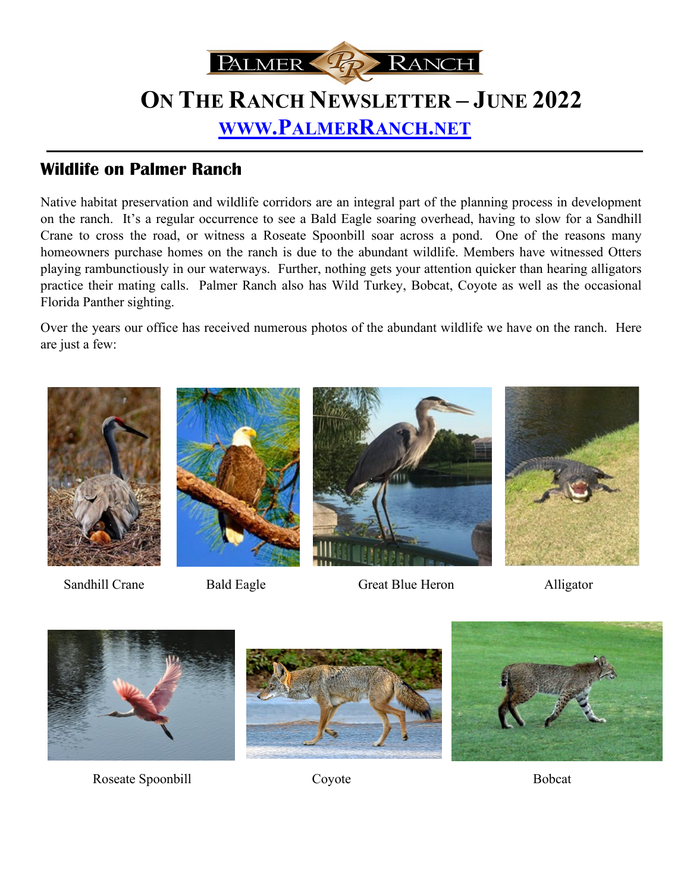# ON THE RANCH NEWSLETTER – JUNE 2022

[WWW.PALMERRANCH.NET](http://www.palmerranch.net)

## Wildlife on Palmer Ranch

Native habitat preservation and wildlife corridors are an integral part of the planning process in development on the ranch. It's a regular occurrence to see a Bald Eagle soaring overhead, having to slow for a Sandhill Crane to cross the road, or witness a Roseate Spoonbill soar across a pond. One of the reasons many homeowners purchase homes on the ranch is due to the abundant wildlife. Members have witnessed Otters playing rambunctiously in our waterways. Further, nothing gets your attention quicker than hearing alligators practice their mating calls. Palmer Ranch also has Wild Turkey, Bobcat, Coyote as well as the occasional Florida Panther sighting.

Over the years our office has received numerous photos of the abundant wildlife we have on the ranch. Here are just a few:

Sandhill Crane

Bald Eagle

Great Blue Heron

Alligator

Roseate Spoonbill

Coyote

Bobcat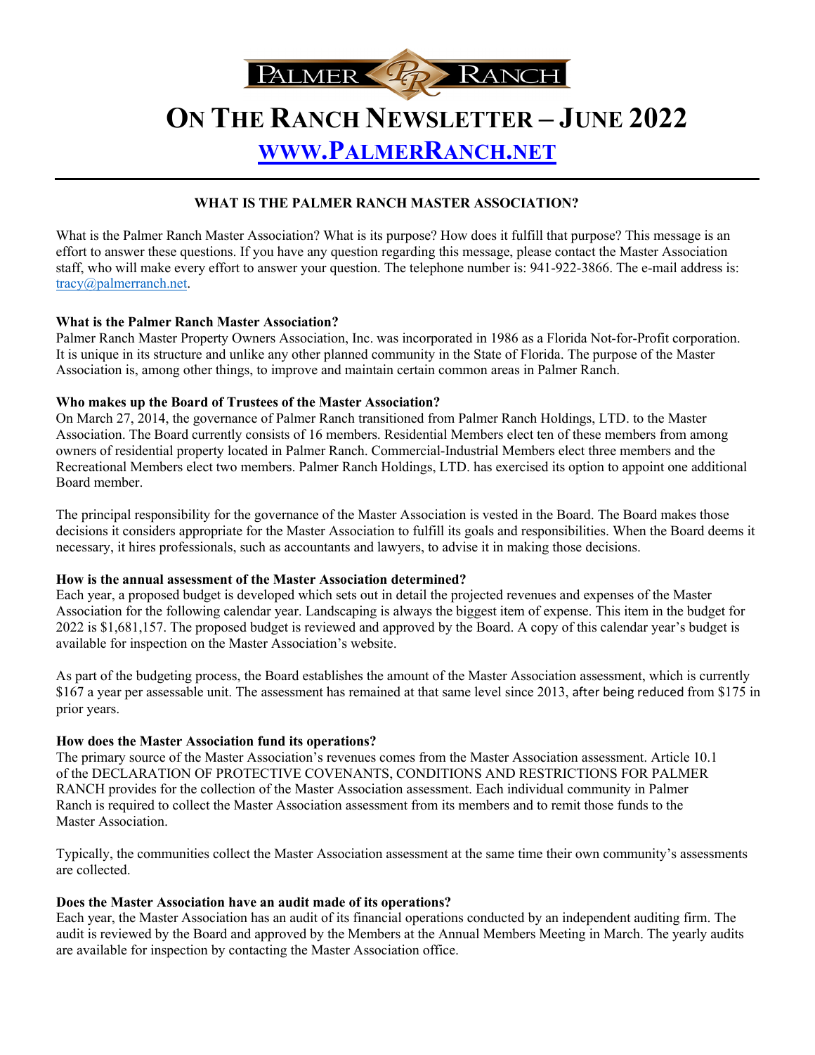# On The Ranch Newsletter – June 2022

[www.PalmerRanch.net](http://www.PalmerRanch.net)

---

**WHAT IS THE PALMER RANCH MASTER ASSOCIATION?**

What is the Palmer Ranch Master Association? What is its purpose? How does it fulfill that purpose? This message is an effort to answer these questions. If you have any question regarding this message, please contact the Master Association staff, who will make every effort to answer your question. The telephone number is: 941-922-3866. The e-mail address is: tracy@palmerranch.net.

**What is the Palmer Ranch Master Association?**
Palmer Ranch Master Property Owners Association, Inc. was incorporated in 1986 as a Florida Not-for-Profit corporation. It is unique in its structure and unlike any other planned community in the State of Florida. The purpose of the Master Association is, among other things, to improve and maintain certain common areas in Palmer Ranch.

**Who makes up the Board of Trustees of the Master Association?**
On March 27, 2014, the governance of Palmer Ranch transitioned from Palmer Ranch Holdings, LTD. to the Master Association. The Board currently consists of 16 members. Residential Members elect ten of these members from among owners of residential property located in Palmer Ranch. Commercial-Industrial Members elect three members and the Recreational Members elect two members. Palmer Ranch Holdings, LTD. has exercised its option to appoint one additional Board member.

The principal responsibility for the governance of the Master Association is vested in the Board. The Board makes those decisions it considers appropriate for the Master Association to fulfill its goals and responsibilities. When the Board deems it necessary, it hires professionals, such as accountants and lawyers, to advise it in making those decisions.

**How is the annual assessment of the Master Association determined?**
Each year, a proposed budget is developed which sets out in detail the projected revenues and expenses of the Master Association for the following calendar year. Landscaping is always the biggest item of expense. This item in the budget for 2022 is $1,681,157. The proposed budget is reviewed and approved by the Board. A copy of this calendar year's budget is available for inspection on the Master Association's website.

As part of the budgeting process, the Board establishes the amount of the Master Association assessment, which is currently $167 a year per assessable unit. The assessment has remained at that same level since 2013, after being reduced from $175 in prior years.

**How does the Master Association fund its operations?**
The primary source of the Master Association's revenues comes from the Master Association assessment. Article 10.1 of the DECLARATION OF PROTECTIVE COVENANTS, CONDITIONS AND RESTRICTIONS FOR PALMER RANCH provides for the collection of the Master Association assessment. Each individual community in Palmer Ranch is required to collect the Master Association assessment from its members and to remit those funds to the Master Association.

Typically, the communities collect the Master Association assessment at the same time their own community's assessments are collected.

**Does the Master Association have an audit made of its operations?**
Each year, the Master Association has an audit of its financial operations conducted by an independent auditing firm. The audit is reviewed by the Board and approved by the Members at the Annual Members Meeting in March. The yearly audits are available for inspection by contacting the Master Association office.